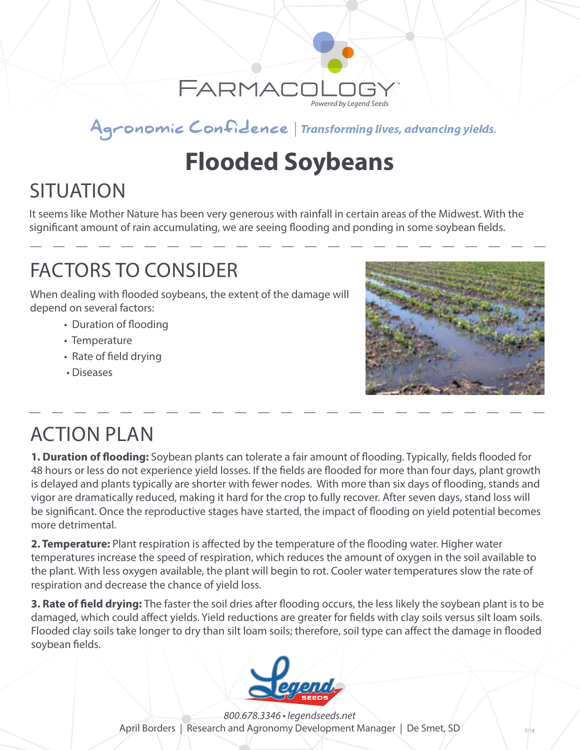FARMACOLOGY™

*Powered by Legend Seeds*

Agronomic Confidence | *Transforming lives, advancing yields.*

# Flooded Soybeans

## SITUATION

It seems like Mother Nature has been very generous with rainfall in certain areas of the Midwest. With the significant amount of rain accumulating, we are seeing flooding and ponding in some soybean fields.

## FACTORS TO CONSIDER

When dealing with flooded soybeans, the extent of the damage will depend on several factors:

- Duration of flooding
- Temperature
- Rate of field drying
- Diseases

## ACTION PLAN

**1. Duration of flooding:** Soybean plants can tolerate a fair amount of flooding. Typically, fields flooded for 48 hours or less do not experience yield losses. If the fields are flooded for more than four days, plant growth is delayed and plants typically are shorter with fewer nodes. With more than six days of flooding, stands and vigor are dramatically reduced, making it hard for the crop to fully recover. After seven days, stand loss will be significant. Once the reproductive stages have started, the impact of flooding on yield potential becomes more detrimental.

**2. Temperature:** Plant respiration is affected by the temperature of the flooding water. Higher water temperatures increase the speed of respiration, which reduces the amount of oxygen in the soil available to the plant. With less oxygen available, the plant will begin to rot. Cooler water temperatures slow the rate of respiration and decrease the chance of yield loss.

**3. Rate of field drying:** The faster the soil dries after flooding occurs, the less likely the soybean plant is to be damaged, which could affect yields. Yield reductions are greater for fields with clay soils versus silt loam soils. Flooded clay soils take longer to dry than silt loam soils; therefore, soil type can affect the damage in flooded soybean fields.

*800.678.3346 • legendseeds.net*

April Borders | Research and Agronomy Development Manager | De Smet, SD

7/18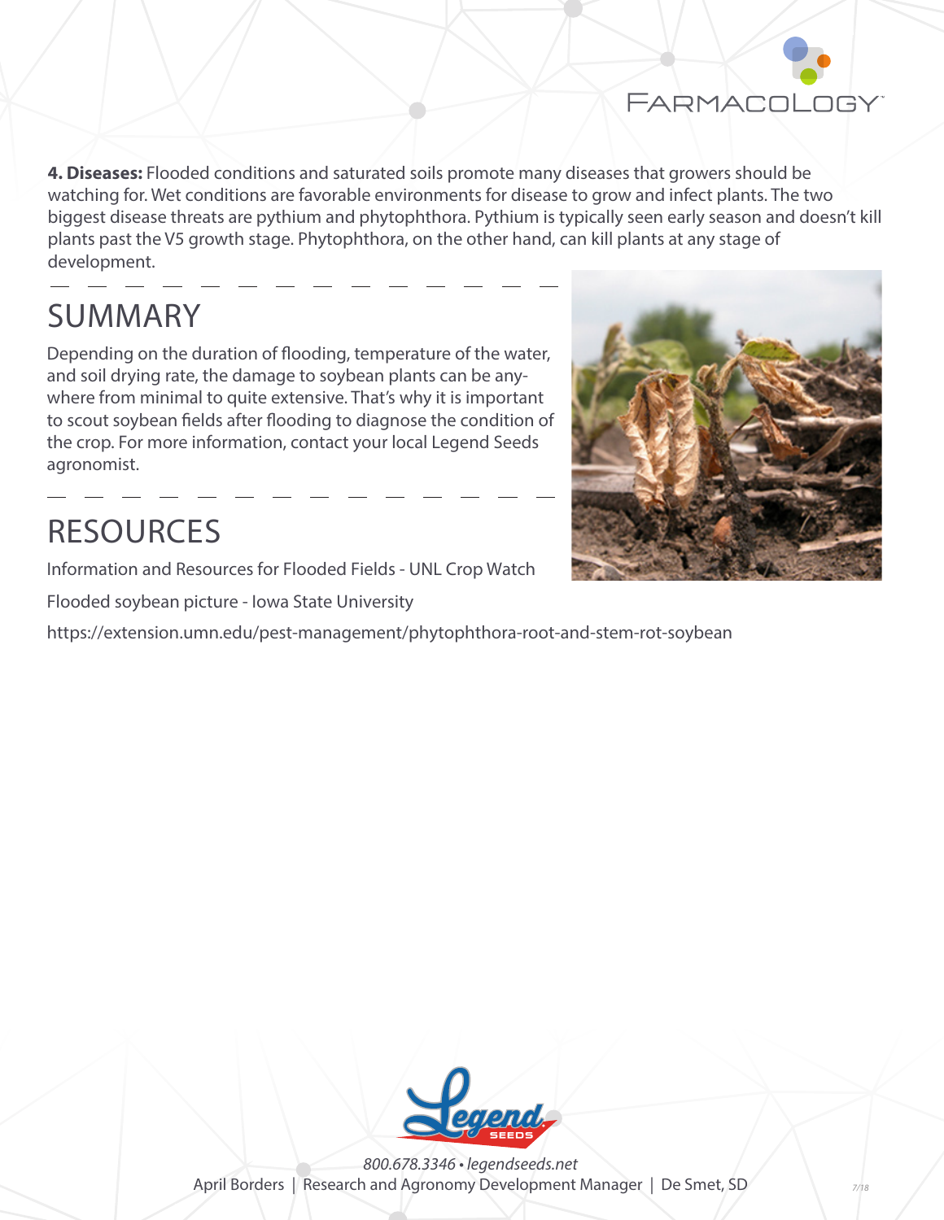**4. Diseases:** Flooded conditions and saturated soils promote many diseases that growers should be watching for. Wet conditions are favorable environments for disease to grow and infect plants. The two biggest disease threats are pythium and phytophthora. Pythium is typically seen early season and doesn't kill plants past the V5 growth stage. Phytophthora, on the other hand, can kill plants at any stage of development.

## SUMMARY

Depending on the duration of flooding, temperature of the water, and soil drying rate, the damage to soybean plants can be anywhere from minimal to quite extensive. That's why it is important to scout soybean fields after flooding to diagnose the condition of the crop. For more information, contact your local Legend Seeds agronomist.

## RESOURCES

Information and Resources for Flooded Fields - UNL Crop Watch

Flooded soybean picture - Iowa State University

https://extension.umn.edu/pest-management/phytophthora-root-and-stem-rot-soybean

*800.678.3346 • legendseeds.net*

April Borders | Research and Agronomy Development Manager | De Smet, SD